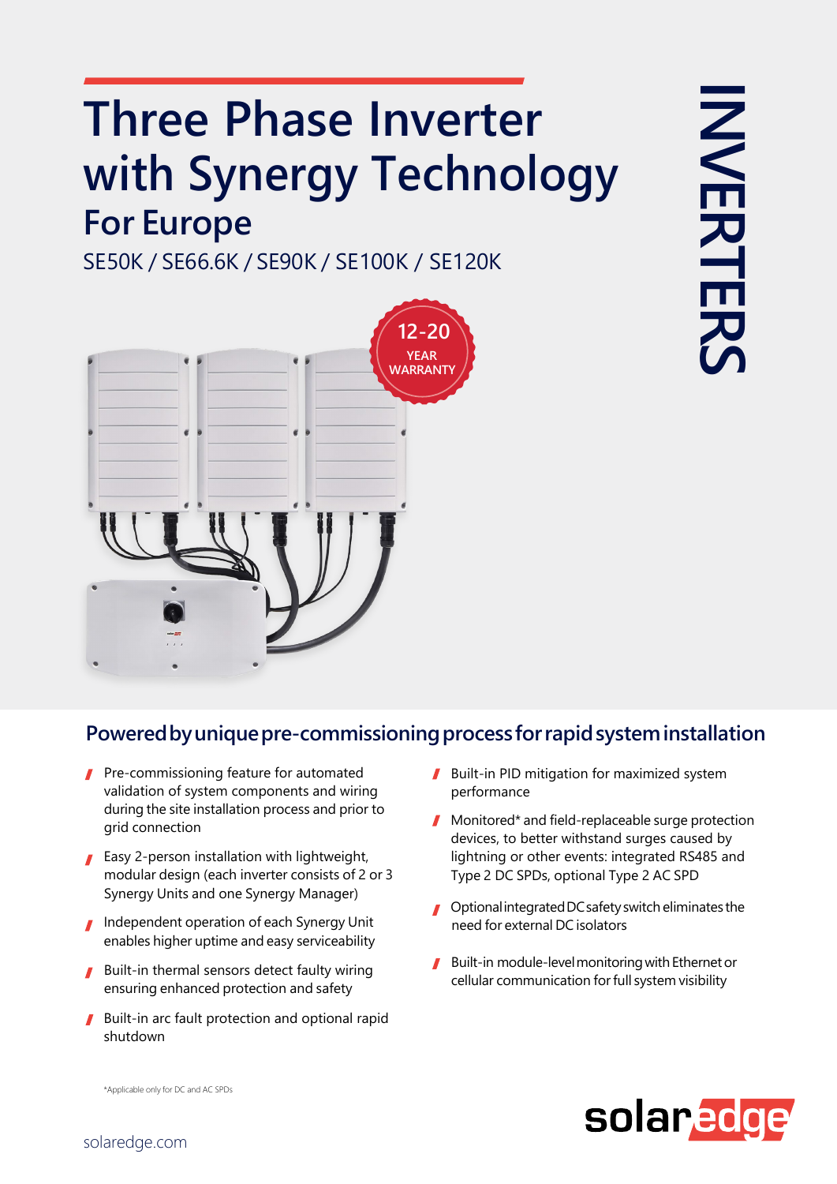# Three Phase Inverter with Synergy Technology

## For Europe

SE50K / SE66.6K / SE90K / SE100K / SE120K

INVERTERS

12-20 YEAR WARRANTY

## Powered by unique pre-commissioning process for rapid system installation

- Pre-commissioning feature for automated validation of system components and wiring during the site installation process and prior to grid connection
- Easy 2-person installation with lightweight, modular design (each inverter consists of 2 or 3 Synergy Units and one Synergy Manager)
- Independent operation of each Synergy Unit enables higher uptime and easy serviceability
- Built-in thermal sensors detect faulty wiring ensuring enhanced protection and safety
- Built-in arc fault protection and optional rapid shutdown
- Built-in PID mitigation for maximized system performance
- Monitored* and field-replaceable surge protection devices, to better withstand surges caused by lightning or other events: integrated RS485 and Type 2 DC SPDs, optional Type 2 AC SPD
- Optional integrated DC safety switch eliminates the need for external DC isolators
- Built-in module-level monitoring with Ethernet or cellular communication for full system visibility

*Applicable only for DC and AC SPDs

solaredge.com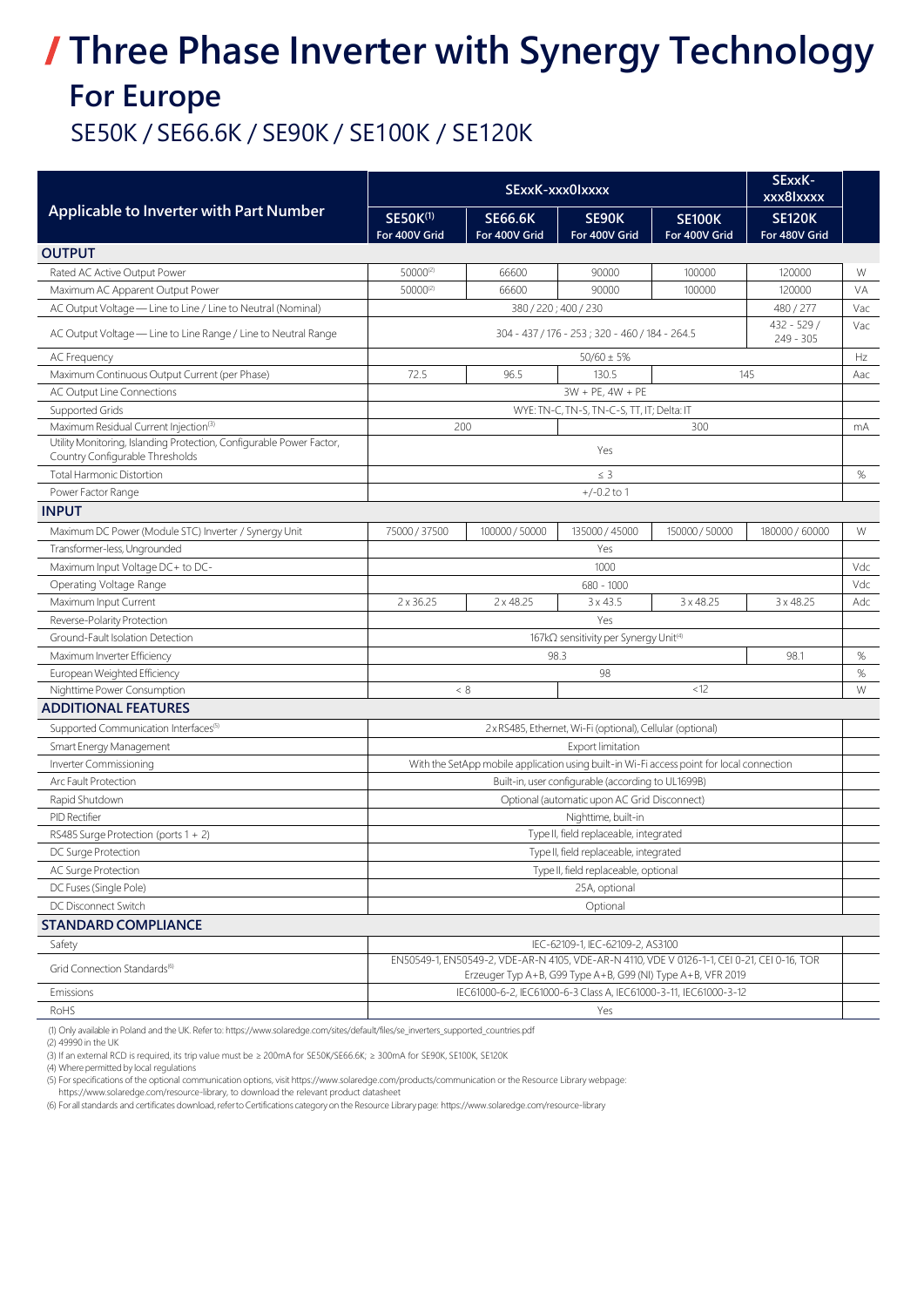# / Three Phase Inverter with Synergy Technology

## For Europe

SE50K / SE66.6K / SE90K / SE100K / SE120K

| Applicable to Inverter with Part Number | SExxK-xxx0Ixxxx | | | | SExxK-xxx8Ixxxx | |
|---|---|---|---|---|---|---|
| | SE50K[1] For 400V Grid | SE66.6K For 400V Grid | SE90K For 400V Grid | SE100K For 400V Grid | SE120K For 480V Grid | |
| **OUTPUT** | | | | | | |
| Rated AC Active Output Power | 50000[2] | 66600 | 90000 | 100000 | 120000 | W |
| Maximum AC Apparent Output Power | 50000[2] | 66600 | 90000 | 100000 | 120000 | VA |
| AC Output Voltage — Line to Line / Line to Neutral (Nominal) | 380 / 220 ; 400 / 230 | | | | 480 / 277 | Vac |
| AC Output Voltage — Line to Line Range / Line to Neutral Range | 304 - 437 / 176 - 253 ; 320 - 460 / 184 - 264.5 | | | | 432 - 529 / 249 - 305 | Vac |
| AC Frequency | 50/60 ± 5% | | | | | Hz |
| Maximum Continuous Output Current (per Phase) | 72.5 | 96.5 | 130.5 | 145 | | Aac |
| AC Output Line Connections | 3W + PE, 4W + PE | | | | | |
| Supported Grids | WYE: TN-C, TN-S, TN-C-S, TT, IT; Delta: IT | | | | | |
| Maximum Residual Current Injection[3] | 200 | | 300 | | | mA |
| Utility Monitoring, Islanding Protection, Configurable Power Factor, Country Configurable Thresholds | Yes | | | | | |
| Total Harmonic Distortion | ≤ 3 | | | | | % |
| Power Factor Range | +/-0.2 to 1 | | | | | |
| **INPUT** | | | | | | |
| Maximum DC Power (Module STC) Inverter / Synergy Unit | 75000 / 37500 | 100000 / 50000 | 135000 / 45000 | 150000 / 50000 | 180000 / 60000 | W |
| Transformer-less, Ungrounded | Yes | | | | | |
| Maximum Input Voltage DC+ to DC- | 1000 | | | | | Vdc |
| Operating Voltage Range | 680 - 1000 | | | | | Vdc |
| Maximum Input Current | 2 x 36.25 | 2 x 48.25 | 3 x 43.5 | 3 x 48.25 | 3 x 48.25 | Adc |
| Reverse-Polarity Protection | Yes | | | | | |
| Ground-Fault Isolation Detection | 167kΩ sensitivity per Synergy Unit[4] | | | | | |
| Maximum Inverter Efficiency | 98.3 | | | | 98.1 | % |
| European Weighted Efficiency | 98 | | | | | % |
| Nighttime Power Consumption | < 8 | | <12 | | | W |
| **ADDITIONAL FEATURES** | | | | | | |
| Supported Communication Interfaces[5] | 2 x RS485, Ethernet, Wi-Fi (optional), Cellular (optional) | | | | | |
| Smart Energy Management | Export limitation | | | | | |
| Inverter Commissioning | With the SetApp mobile application using built-in Wi-Fi access point for local connection | | | | | |
| Arc Fault Protection | Built-in, user configurable (according to UL1699B) | | | | | |
| Rapid Shutdown | Optional (automatic upon AC Grid Disconnect) | | | | | |
| PID Rectifier | Nighttime, built-in | | | | | |
| RS485 Surge Protection (ports 1 + 2) | Type II, field replaceable, integrated | | | | | |
| DC Surge Protection | Type II, field replaceable, integrated | | | | | |
| AC Surge Protection | Type II, field replaceable, optional | | | | | |
| DC Fuses (Single Pole) | 25A, optional | | | | | |
| DC Disconnect Switch | Optional | | | | | |
| **STANDARD COMPLIANCE** | | | | | | |
| Safety | IEC-62109-1, IEC-62109-2, AS3100 | | | | | |
| Grid Connection Standards[6] | EN50549-1, EN50549-2, VDE-AR-N 4105, VDE-AR-N 4110, VDE V 0126-1-1, CEI 0-21, CEI 0-16, TOR Erzeuger Typ A+B, G99 Type A+B, G99 (NI) Type A+B, VFR 2019 | | | | | |
| Emissions | IEC61000-6-2, IEC61000-6-3 Class A, IEC61000-3-11, IEC61000-3-12 | | | | | |
| RoHS | Yes | | | | | |

(1) Only available in Poland and the UK. Refer to: https://www.solaredge.com/sites/default/files/se_inverters_supported_countries.pdf
(2) 49990 in the UK
(3) If an external RCD is required, its trip value must be ≥ 200mA for SE50K/SE66.6K; ≥ 300mA for SE90K, SE100K, SE120K
(4) Where permitted by local regulations
(5) For specifications of the optional communication options, visit https://www.solaredge.com/products/communication or the Resource Library webpage: https://www.solaredge.com/resource-library, to download the relevant product datasheet
(6) For all standards and certificates download, refer to Certifications category on the Resource Library page: https://www.solaredge.com/resource-library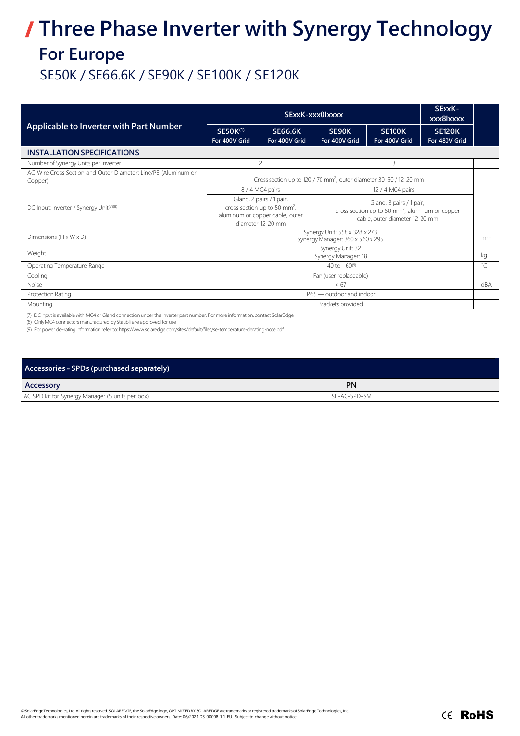# / Three Phase Inverter with Synergy Technology

## For Europe

SE50K / SE66.6K / SE90K / SE100K / SE120K

| Applicable to Inverter with Part Number | SExxK-xxx0Ixxxx | | | | SExxK-xxx8Ixxxx | |
|---|---|---|---|---|---|---|
| | SE50K[1] For 400V Grid | SE66.6K For 400V Grid | SE90K For 400V Grid | SE100K For 400V Grid | SE120K For 480V Grid | |
| **INSTALLATION SPECIFICATIONS** | | | | | | |
| Number of Synergy Units per Inverter | 2 | | 3 | | | |
| AC Wire Cross Section and Outer Diameter: Line/PE (Aluminum or Copper) | Cross section up to 120 / 70 mm$^2$; outer diameter 30-50 / 12-20 mm | | | | | |
| DC Input: Inverter / Synergy Unit[7][8] | 8 / 4 MC4 pairs | | 12 / 4 MC4 pairs | | | |
| | Gland, 2 pairs / 1 pair, cross section up to 50 mm$^2$, aluminum or copper cable, outer diameter 12-20 mm | | Gland, 3 pairs / 1 pair, cross section up to 50 mm$^2$, aluminum or copper cable, outer diameter 12-20 mm | | | |
| Dimensions (H x W x D) | Synergy Unit: 558 x 328 x 273<br>Synergy Manager: 360 x 560 x 295 | | | | | mm |
| Weight | Synergy Unit: 32<br>Synergy Manager: 18 | | | | | kg |
| Operating Temperature Range | -40 to +60[9] | | | | | ˚C |
| Cooling | Fan (user replaceable) | | | | | |
| Noise | < 67 | | | | | dBA |
| Protection Rating | IP65 — outdoor and indoor | | | | | |
| Mounting | Brackets provided | | | | | |

(7) DC input is available with MC4 or Gland connection under the inverter part number. For more information, contact SolarEdge
(8) Only MC4 connectors manufactured by Staubli are approved for use
(9) For power de-rating information refer to: https://www.solaredge.com/sites/default/files/se-temperature-derating-note.pdf

| Accessories - SPDs (purchased separately) | |
|---|---|
| **Accessory** | **PN** |
| AC SPD kit for Synergy Manager (5 units per box) | SE-AC-SPD-SM |

© SolarEdge Technologies, Ltd. All rights reserved. SOLAREDGE, the SolarEdge logo, OPTIMIZED BY SOLAREDGE are trademarks or registered trademarks of SolarEdge Technologies, Inc. All other trademarks mentioned herein are trademarks of their respective owners. Date: 06/2021 DS-00008-1.1-EU. Subject to change without notice.

CE RoHS